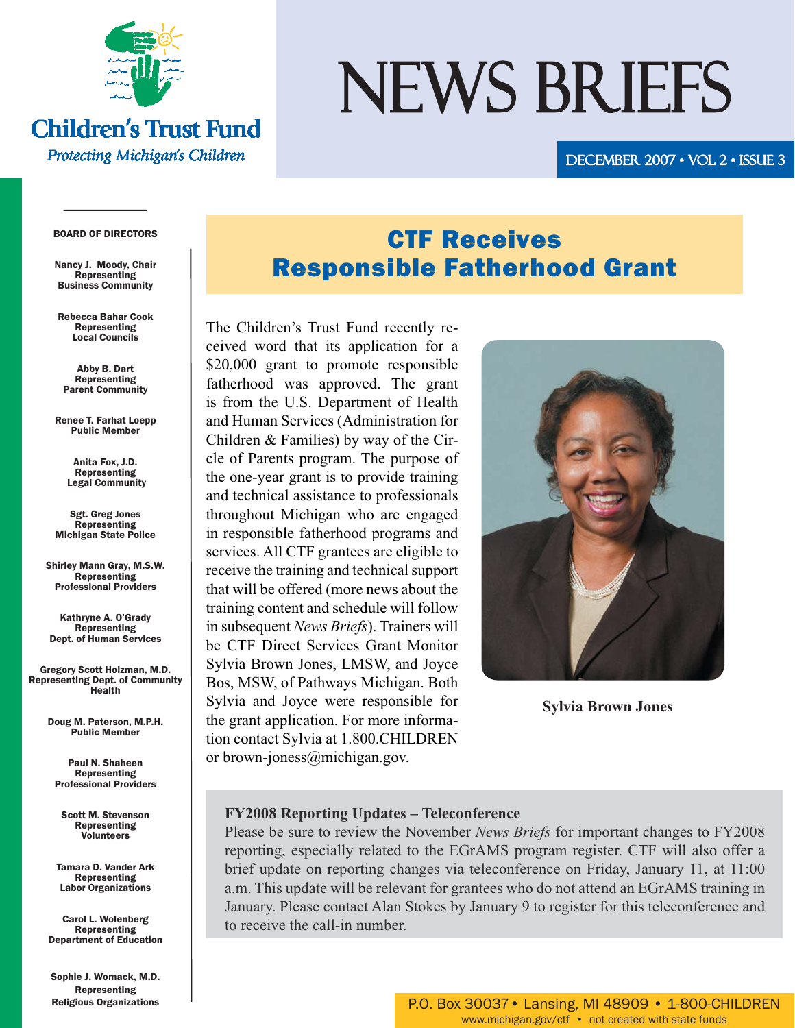Children's Trust Fund

*Protecting Michigan's Children*

# NEWS BRIEFS

DECEMBER 2007 • VOL 2 • ISSUE 3

**BOARD OF DIRECTORS**

**Nancy J. Moody, Chair**
Representing
Business Community

**Rebecca Bahar Cook**
Representing
Local Councils

**Abby B. Dart**
Representing
Parent Community

**Renee T. Farhat Loepp**
Public Member

**Anita Fox, J.D.**
Representing
Legal Community

**Sgt. Greg Jones**
Representing
Michigan State Police

**Shirley Mann Gray, M.S.W.**
Representing
Professional Providers

**Kathryne A. O'Grady**
Representing
Dept. of Human Services

**Gregory Scott Holzman, M.D.**
Representing Dept. of Community Health

**Doug M. Paterson, M.P.H.**
Public Member

**Paul N. Shaheen**
Representing
Professional Providers

**Scott M. Stevenson**
Representing
Volunteers

**Tamara D. Vander Ark**
Representing
Labor Organizations

**Carol L. Wolenberg**
Representing
Department of Education

**Sophie J. Womack, M.D.**
Representing
Religious Organizations

## CTF Receives Responsible Fatherhood Grant

The Children's Trust Fund recently received word that its application for a $20,000 grant to promote responsible fatherhood was approved. The grant is from the U.S. Department of Health and Human Services (Administration for Children & Families) by way of the Circle of Parents program. The purpose of the one-year grant is to provide training and technical assistance to professionals throughout Michigan who are engaged in responsible fatherhood programs and services. All CTF grantees are eligible to receive the training and technical support that will be offered (more news about the training content and schedule will follow in subsequent *News Briefs*). Trainers will be CTF Direct Services Grant Monitor Sylvia Brown Jones, LMSW, and Joyce Bos, MSW, of Pathways Michigan. Both Sylvia and Joyce were responsible for the grant application. For more information contact Sylvia at 1.800.CHILDREN or brown-joness@michigan.gov.

**Sylvia Brown Jones**

### FY2008 Reporting Updates – Teleconference

Please be sure to review the November *News Briefs* for important changes to FY2008 reporting, especially related to the EGrAMS program register. CTF will also offer a brief update on reporting changes via teleconference on Friday, January 11, at 11:00 a.m. This update will be relevant for grantees who do not attend an EGrAMS training in January. Please contact Alan Stokes by January 9 to register for this teleconference and to receive the call-in number.

P.O. Box 30037 • Lansing, MI 48909 • 1-800-CHILDREN
www.michigan.gov/ctf • not created with state funds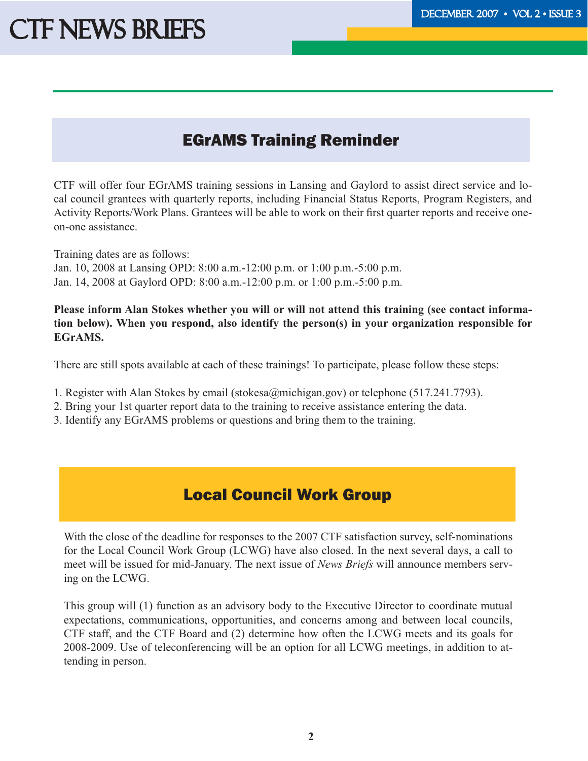## EGrAMS Training Reminder

CTF will offer four EGrAMS training sessions in Lansing and Gaylord to assist direct service and local council grantees with quarterly reports, including Financial Status Reports, Program Registers, and Activity Reports/Work Plans. Grantees will be able to work on their first quarter reports and receive one-on-one assistance.

Training dates are as follows:
Jan. 10, 2008 at Lansing OPD: 8:00 a.m.-12:00 p.m. or 1:00 p.m.-5:00 p.m.
Jan. 14, 2008 at Gaylord OPD: 8:00 a.m.-12:00 p.m. or 1:00 p.m.-5:00 p.m.

**Please inform Alan Stokes whether you will or will not attend this training (see contact information below). When you respond, also identify the person(s) in your organization responsible for EGrAMS.**

There are still spots available at each of these trainings! To participate, please follow these steps:

1. Register with Alan Stokes by email (stokesa@michigan.gov) or telephone (517.241.7793).
2. Bring your 1st quarter report data to the training to receive assistance entering the data.
3. Identify any EGrAMS problems or questions and bring them to the training.

## Local Council Work Group

With the close of the deadline for responses to the 2007 CTF satisfaction survey, self-nominations for the Local Council Work Group (LCWG) have also closed. In the next several days, a call to meet will be issued for mid-January. The next issue of *News Briefs* will announce members serving on the LCWG.

This group will (1) function as an advisory body to the Executive Director to coordinate mutual expectations, communications, opportunities, and concerns among and between local councils, CTF staff, and the CTF Board and (2) determine how often the LCWG meets and its goals for 2008-2009. Use of teleconferencing will be an option for all LCWG meetings, in addition to attending in person.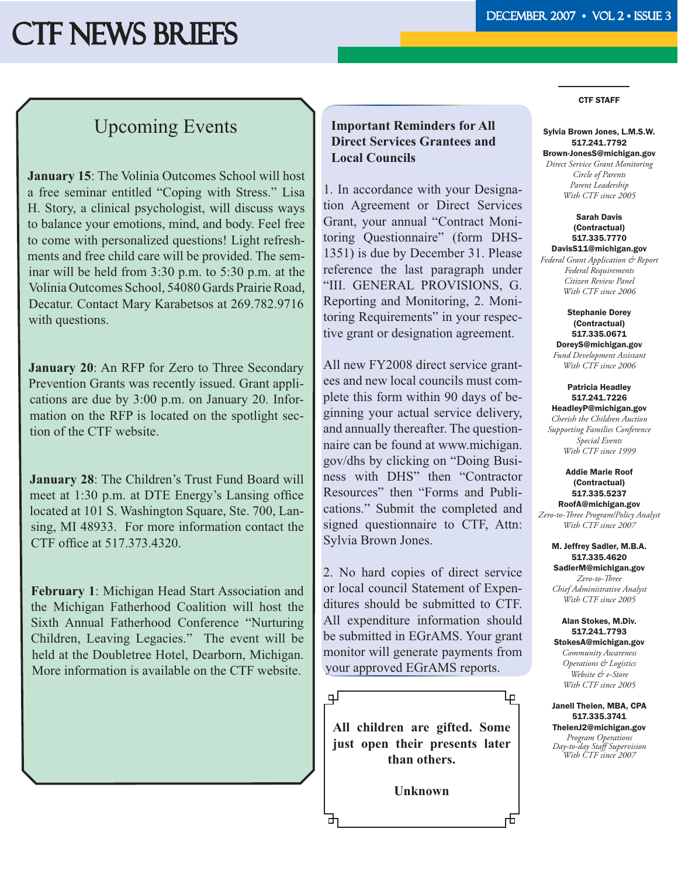# CTF NEWS BRIEFS

## Upcoming Events

**January 15**: The Volinia Outcomes School will host a free seminar entitled "Coping with Stress." Lisa H. Story, a clinical psychologist, will discuss ways to balance your emotions, mind, and body. Feel free to come with personalized questions! Light refreshments and free child care will be provided. The seminar will be held from 3:30 p.m. to 5:30 p.m. at the Volinia Outcomes School, 54080 Gards Prairie Road, Decatur. Contact Mary Karabetsos at 269.782.9716 with questions.

**January 20**: An RFP for Zero to Three Secondary Prevention Grants was recently issued. Grant applications are due by 3:00 p.m. on January 20. Information on the RFP is located on the spotlight section of the CTF website.

**January 28**: The Children's Trust Fund Board will meet at 1:30 p.m. at DTE Energy's Lansing office located at 101 S. Washington Square, Ste. 700, Lansing, MI 48933. For more information contact the CTF office at 517.373.4320.

**February 1**: Michigan Head Start Association and the Michigan Fatherhood Coalition will host the Sixth Annual Fatherhood Conference "Nurturing Children, Leaving Legacies." The event will be held at the Doubletree Hotel, Dearborn, Michigan. More information is available on the CTF website.

## Important Reminders for All Direct Services Grantees and Local Councils

1. In accordance with your Designation Agreement or Direct Services Grant, your annual "Contract Monitoring Questionnaire" (form DHS-1351) is due by December 31. Please reference the last paragraph under "III. GENERAL PROVISIONS, G. Reporting and Monitoring, 2. Monitoring Requirements" in your respective grant or designation agreement.

All new FY2008 direct service grantees and new local councils must complete this form within 90 days of beginning your actual service delivery, and annually thereafter. The questionnaire can be found at www.michigan.gov/dhs by clicking on "Doing Business with DHS" then "Contractor Resources" then "Forms and Publications." Submit the completed and signed questionnaire to CTF, Attn: Sylvia Brown Jones.

2. No hard copies of direct service or local council Statement of Expenditures should be submitted to CTF. All expenditure information should be submitted in EGrAMS. Your grant monitor will generate payments from your approved EGrAMS reports.

**All children are gifted. Some just open their presents later than others.**

**Unknown**

## CTF STAFF

**Sylvia Brown Jones, L.M.S.W.**
**517.241.7792**
**Brown-JonesS@michigan.gov**
*Direct Service Grant Monitoring*
*Circle of Parents*
*Parent Leadership*
*With CTF since 2005*

**Sarah Davis**
**(Contractual)**
**517.335.7770**
**DavisS11@michigan.gov**
*Federal Grant Application & Report*
*Federal Requirements*
*Citizen Review Panel*
*With CTF since 2006*

**Stephanie Dorey**
**(Contractual)**
**517.335.0671**
**DoreyS@michigan.gov**
*Fund Development Assistant*
*With CTF since 2006*

**Patricia Headley**
**517.241.7226**
**HeadleyP@michigan.gov**
*Cherish the Children Auction*
*Supporting Families Conference*
*Special Events*
*With CTF since 1999*

**Addie Marie Roof**
**(Contractual)**
**517.335.5237**
**RoofA@michigan.gov**
*Zero-to-Three Program/Policy Analyst*
*With CTF since 2007*

**M. Jeffrey Sadler, M.B.A.**
**517.335.4620**
**SadlerM@michigan.gov**
*Zero-to-Three*
*Chief Administrative Analyst*
*With CTF since 2005*

**Alan Stokes, M.Div.**
**517.241.7793**
**StokesA@michigan.gov**
*Community Awareness*
*Operations & Logistics*
*Website & e-Store*
*With CTF since 2005*

**Janell Thelen, MBA, CPA**
**517.335.3741**
**ThelenJ2@michigan.gov**
*Program Operations*
*Day-to-day Staff Supervision*
*With CTF since 2007*